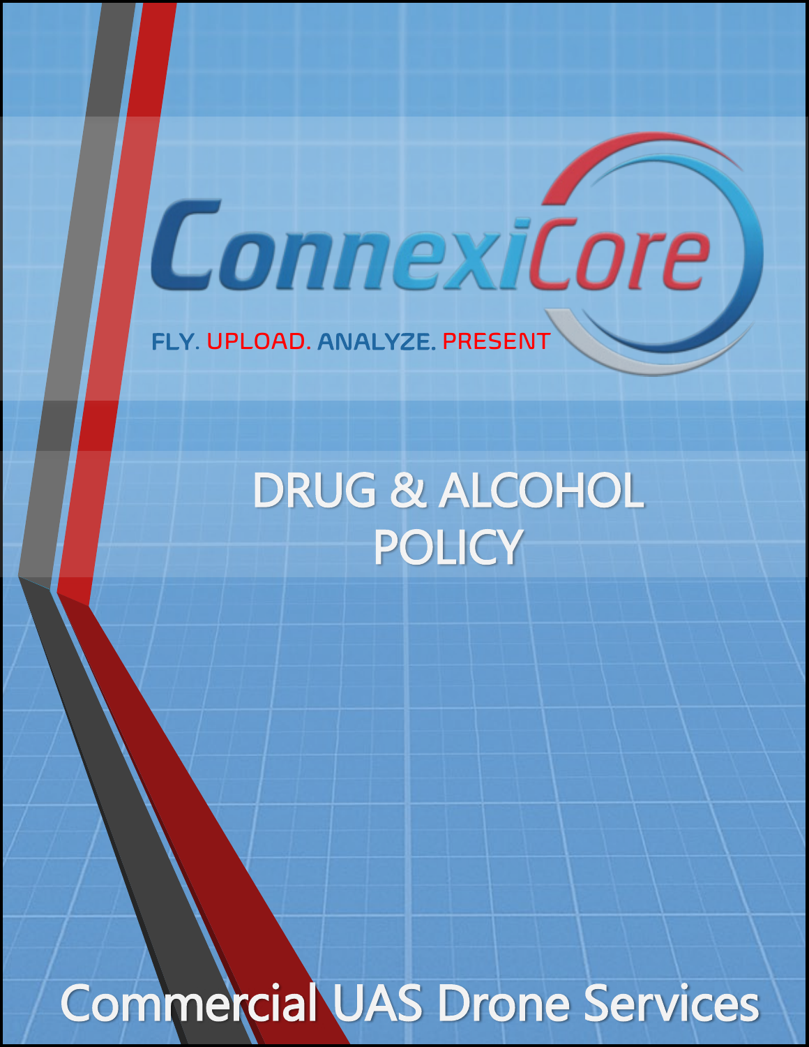ConnexiCore

FLY. UPLOAD. ANALYZE. PRESENT

# DRUG & ALCOHOL POLICY

## Commercial UAS Drone Services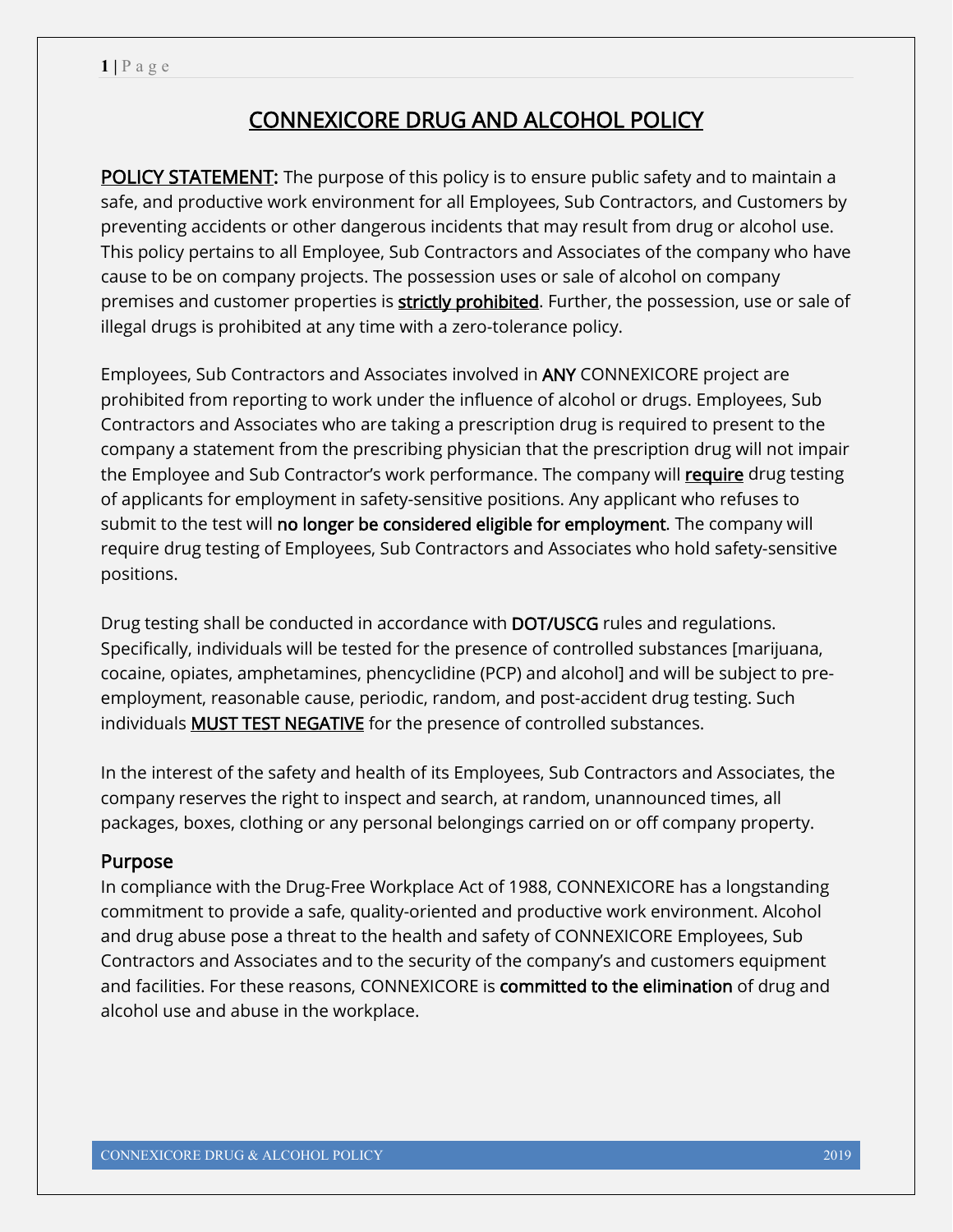# CONNEXICORE DRUG AND ALCOHOL POLICY

**POLICY STATEMENT:** The purpose of this policy is to ensure public safety and to maintain a safe, and productive work environment for all Employees, Sub Contractors, and Customers by preventing accidents or other dangerous incidents that may result from drug or alcohol use. This policy pertains to all Employee, Sub Contractors and Associates of the company who have cause to be on company projects. The possession uses or sale of alcohol on company premises and customer properties is **strictly prohibited**. Further, the possession, use or sale of illegal drugs is prohibited at any time with a zero-tolerance policy.

Employees, Sub Contractors and Associates involved in **ANY** CONNEXICORE project are prohibited from reporting to work under the influence of alcohol or drugs. Employees, Sub Contractors and Associates who are taking a prescription drug is required to present to the company a statement from the prescribing physician that the prescription drug will not impair the Employee and Sub Contractor's work performance. The company will **require** drug testing of applicants for employment in safety-sensitive positions. Any applicant who refuses to submit to the test will **no longer be considered eligible for employment**. The company will require drug testing of Employees, Sub Contractors and Associates who hold safety-sensitive positions.

Drug testing shall be conducted in accordance with **DOT/USCG** rules and regulations. Specifically, individuals will be tested for the presence of controlled substances [marijuana, cocaine, opiates, amphetamines, phencyclidine (PCP) and alcohol] and will be subject to pre-employment, reasonable cause, periodic, random, and post-accident drug testing. Such individuals **MUST TEST NEGATIVE** for the presence of controlled substances.

In the interest of the safety and health of its Employees, Sub Contractors and Associates, the company reserves the right to inspect and search, at random, unannounced times, all packages, boxes, clothing or any personal belongings carried on or off company property.

## Purpose

In compliance with the Drug-Free Workplace Act of 1988, CONNEXICORE has a longstanding commitment to provide a safe, quality-oriented and productive work environment. Alcohol and drug abuse pose a threat to the health and safety of CONNEXICORE Employees, Sub Contractors and Associates and to the security of the company's and customers equipment and facilities. For these reasons, CONNEXICORE is **committed to the elimination** of drug and alcohol use and abuse in the workplace.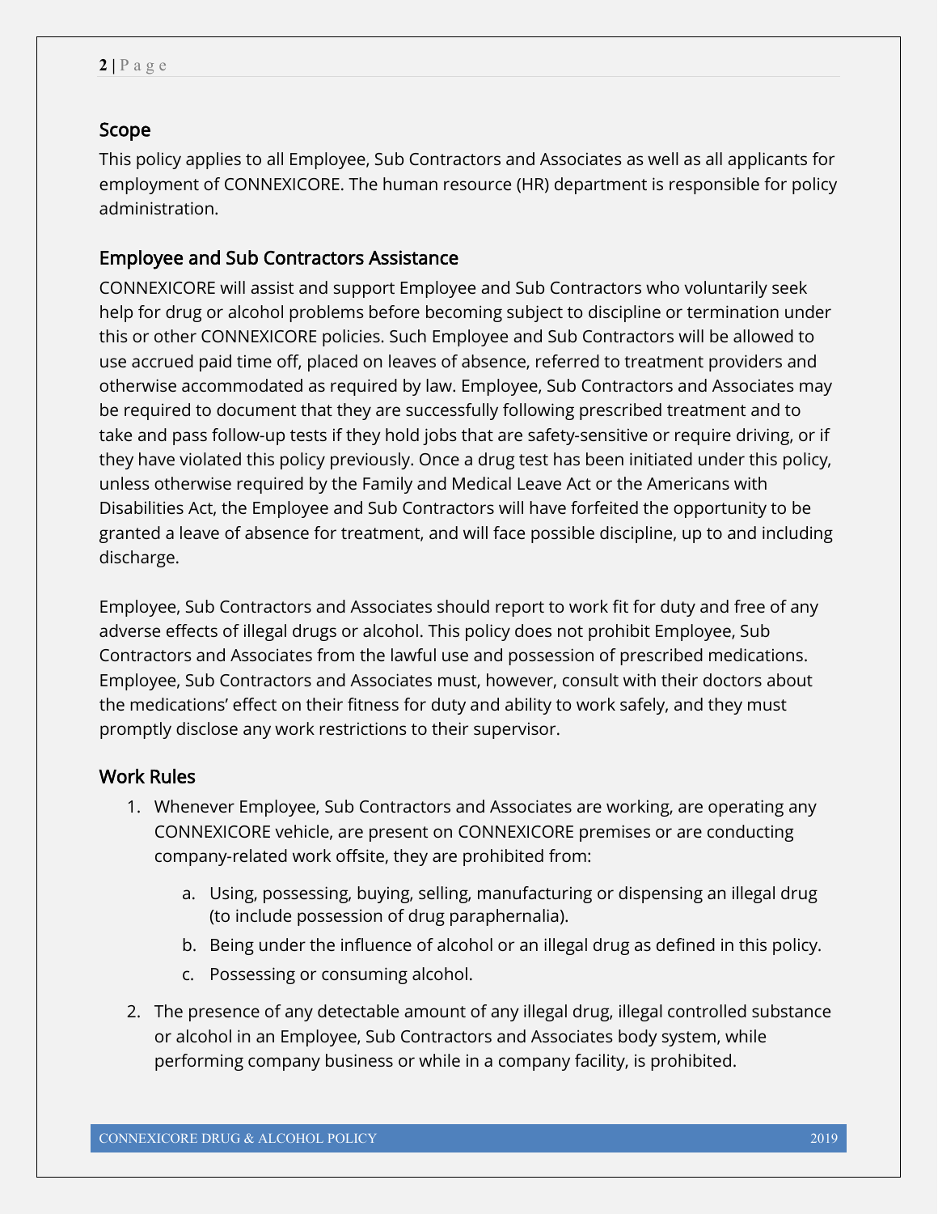## Scope

This policy applies to all Employee, Sub Contractors and Associates as well as all applicants for employment of CONNEXICORE. The human resource (HR) department is responsible for policy administration.

## Employee and Sub Contractors Assistance

CONNEXICORE will assist and support Employee and Sub Contractors who voluntarily seek help for drug or alcohol problems before becoming subject to discipline or termination under this or other CONNEXICORE policies. Such Employee and Sub Contractors will be allowed to use accrued paid time off, placed on leaves of absence, referred to treatment providers and otherwise accommodated as required by law. Employee, Sub Contractors and Associates may be required to document that they are successfully following prescribed treatment and to take and pass follow-up tests if they hold jobs that are safety-sensitive or require driving, or if they have violated this policy previously. Once a drug test has been initiated under this policy, unless otherwise required by the Family and Medical Leave Act or the Americans with Disabilities Act, the Employee and Sub Contractors will have forfeited the opportunity to be granted a leave of absence for treatment, and will face possible discipline, up to and including discharge.

Employee, Sub Contractors and Associates should report to work fit for duty and free of any adverse effects of illegal drugs or alcohol. This policy does not prohibit Employee, Sub Contractors and Associates from the lawful use and possession of prescribed medications. Employee, Sub Contractors and Associates must, however, consult with their doctors about the medications' effect on their fitness for duty and ability to work safely, and they must promptly disclose any work restrictions to their supervisor.

## Work Rules

1. Whenever Employee, Sub Contractors and Associates are working, are operating any CONNEXICORE vehicle, are present on CONNEXICORE premises or are conducting company-related work offsite, they are prohibited from:
   a. Using, possessing, buying, selling, manufacturing or dispensing an illegal drug (to include possession of drug paraphernalia).
   b. Being under the influence of alcohol or an illegal drug as defined in this policy.
   c. Possessing or consuming alcohol.
2. The presence of any detectable amount of any illegal drug, illegal controlled substance or alcohol in an Employee, Sub Contractors and Associates body system, while performing company business or while in a company facility, is prohibited.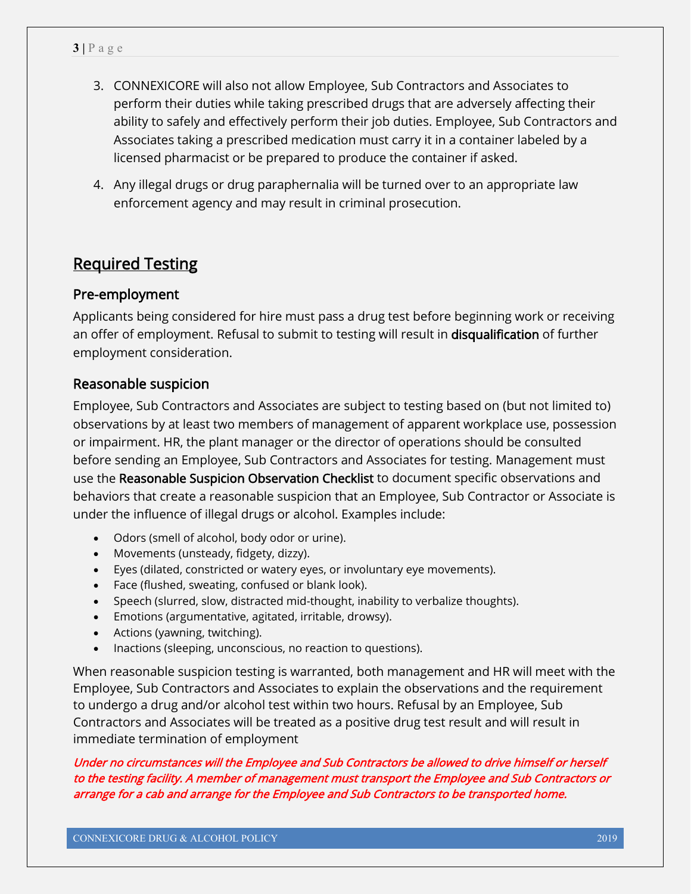3. CONNEXICORE will also not allow Employee, Sub Contractors and Associates to perform their duties while taking prescribed drugs that are adversely affecting their ability to safely and effectively perform their job duties. Employee, Sub Contractors and Associates taking a prescribed medication must carry it in a container labeled by a licensed pharmacist or be prepared to produce the container if asked.

4. Any illegal drugs or drug paraphernalia will be turned over to an appropriate law enforcement agency and may result in criminal prosecution.

# Required Testing

## Pre-employment

Applicants being considered for hire must pass a drug test before beginning work or receiving an offer of employment. Refusal to submit to testing will result in **disqualification** of further employment consideration.

## Reasonable suspicion

Employee, Sub Contractors and Associates are subject to testing based on (but not limited to) observations by at least two members of management of apparent workplace use, possession or impairment. HR, the plant manager or the director of operations should be consulted before sending an Employee, Sub Contractors and Associates for testing. Management must use the **Reasonable Suspicion Observation Checklist** to document specific observations and behaviors that create a reasonable suspicion that an Employee, Sub Contractor or Associate is under the influence of illegal drugs or alcohol. Examples include:

- Odors (smell of alcohol, body odor or urine).
- Movements (unsteady, fidgety, dizzy).
- Eyes (dilated, constricted or watery eyes, or involuntary eye movements).
- Face (flushed, sweating, confused or blank look).
- Speech (slurred, slow, distracted mid-thought, inability to verbalize thoughts).
- Emotions (argumentative, agitated, irritable, drowsy).
- Actions (yawning, twitching).
- Inactions (sleeping, unconscious, no reaction to questions).

When reasonable suspicion testing is warranted, both management and HR will meet with the Employee, Sub Contractors and Associates to explain the observations and the requirement to undergo a drug and/or alcohol test within two hours. Refusal by an Employee, Sub Contractors and Associates will be treated as a positive drug test result and will result in immediate termination of employment

***Under no circumstances will the Employee and Sub Contractors be allowed to drive himself or herself to the testing facility. A member of management must transport the Employee and Sub Contractors or arrange for a cab and arrange for the Employee and Sub Contractors to be transported home.***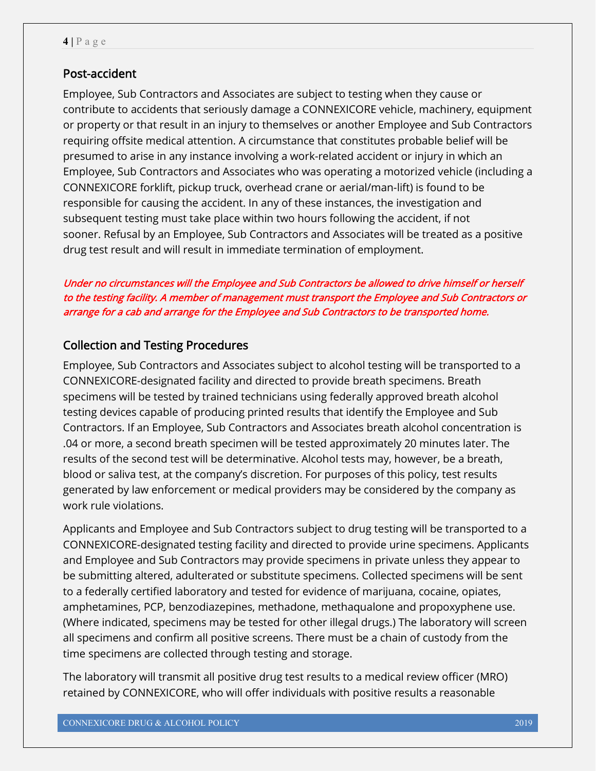## Post-accident

Employee, Sub Contractors and Associates are subject to testing when they cause or contribute to accidents that seriously damage a CONNEXICORE vehicle, machinery, equipment or property or that result in an injury to themselves or another Employee and Sub Contractors requiring offsite medical attention. A circumstance that constitutes probable belief will be presumed to arise in any instance involving a work-related accident or injury in which an Employee, Sub Contractors and Associates who was operating a motorized vehicle (including a CONNEXICORE forklift, pickup truck, overhead crane or aerial/man-lift) is found to be responsible for causing the accident. In any of these instances, the investigation and subsequent testing must take place within two hours following the accident, if not sooner. Refusal by an Employee, Sub Contractors and Associates will be treated as a positive drug test result and will result in immediate termination of employment.

***Under no circumstances will the Employee and Sub Contractors be allowed to drive himself or herself to the testing facility. A member of management must transport the Employee and Sub Contractors or arrange for a cab and arrange for the Employee and Sub Contractors to be transported home.***

## Collection and Testing Procedures

Employee, Sub Contractors and Associates subject to alcohol testing will be transported to a CONNEXICORE-designated facility and directed to provide breath specimens. Breath specimens will be tested by trained technicians using federally approved breath alcohol testing devices capable of producing printed results that identify the Employee and Sub Contractors. If an Employee, Sub Contractors and Associates breath alcohol concentration is .04 or more, a second breath specimen will be tested approximately 20 minutes later. The results of the second test will be determinative. Alcohol tests may, however, be a breath, blood or saliva test, at the company's discretion. For purposes of this policy, test results generated by law enforcement or medical providers may be considered by the company as work rule violations.

Applicants and Employee and Sub Contractors subject to drug testing will be transported to a CONNEXICORE-designated testing facility and directed to provide urine specimens. Applicants and Employee and Sub Contractors may provide specimens in private unless they appear to be submitting altered, adulterated or substitute specimens. Collected specimens will be sent to a federally certified laboratory and tested for evidence of marijuana, cocaine, opiates, amphetamines, PCP, benzodiazepines, methadone, methaqualone and propoxyphene use. (Where indicated, specimens may be tested for other illegal drugs.) The laboratory will screen all specimens and confirm all positive screens. There must be a chain of custody from the time specimens are collected through testing and storage.

The laboratory will transmit all positive drug test results to a medical review officer (MRO) retained by CONNEXICORE, who will offer individuals with positive results a reasonable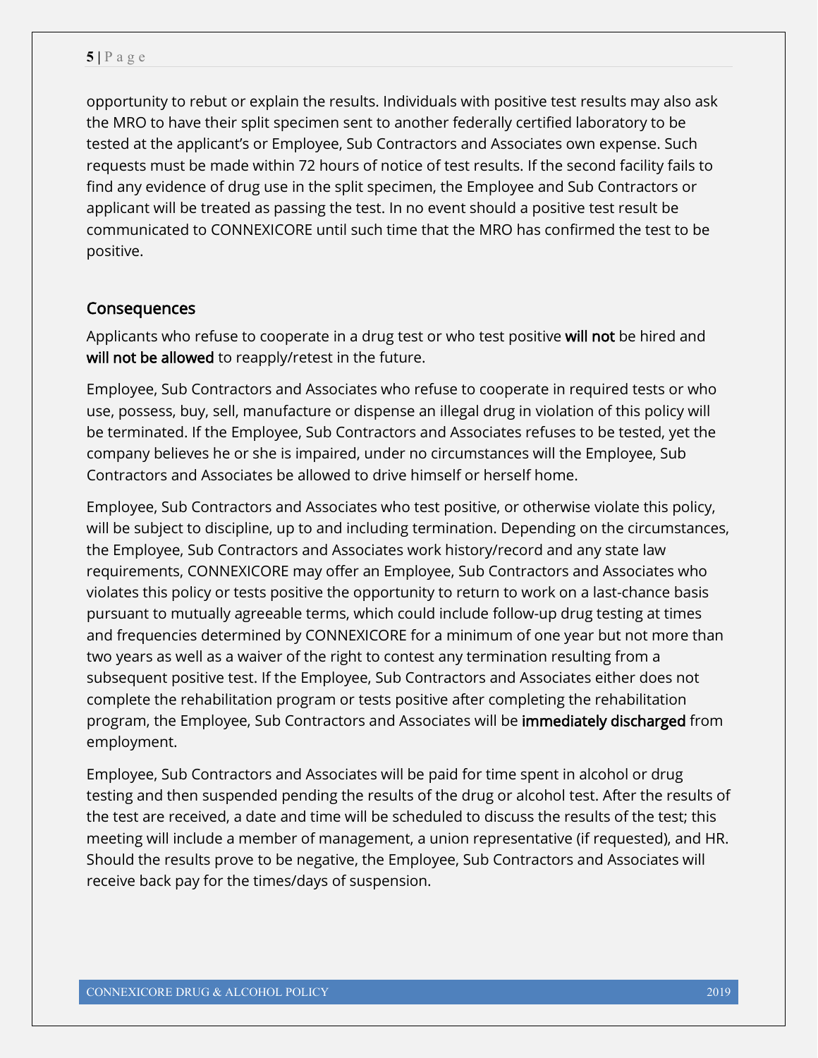opportunity to rebut or explain the results. Individuals with positive test results may also ask the MRO to have their split specimen sent to another federally certified laboratory to be tested at the applicant's or Employee, Sub Contractors and Associates own expense. Such requests must be made within 72 hours of notice of test results. If the second facility fails to find any evidence of drug use in the split specimen, the Employee and Sub Contractors or applicant will be treated as passing the test. In no event should a positive test result be communicated to CONNEXICORE until such time that the MRO has confirmed the test to be positive.

## Consequences

Applicants who refuse to cooperate in a drug test or who test positive **will not** be hired and **will not be allowed** to reapply/retest in the future.

Employee, Sub Contractors and Associates who refuse to cooperate in required tests or who use, possess, buy, sell, manufacture or dispense an illegal drug in violation of this policy will be terminated. If the Employee, Sub Contractors and Associates refuses to be tested, yet the company believes he or she is impaired, under no circumstances will the Employee, Sub Contractors and Associates be allowed to drive himself or herself home.

Employee, Sub Contractors and Associates who test positive, or otherwise violate this policy, will be subject to discipline, up to and including termination. Depending on the circumstances, the Employee, Sub Contractors and Associates work history/record and any state law requirements, CONNEXICORE may offer an Employee, Sub Contractors and Associates who violates this policy or tests positive the opportunity to return to work on a last-chance basis pursuant to mutually agreeable terms, which could include follow-up drug testing at times and frequencies determined by CONNEXICORE for a minimum of one year but not more than two years as well as a waiver of the right to contest any termination resulting from a subsequent positive test. If the Employee, Sub Contractors and Associates either does not complete the rehabilitation program or tests positive after completing the rehabilitation program, the Employee, Sub Contractors and Associates will be **immediately discharged** from employment.

Employee, Sub Contractors and Associates will be paid for time spent in alcohol or drug testing and then suspended pending the results of the drug or alcohol test. After the results of the test are received, a date and time will be scheduled to discuss the results of the test; this meeting will include a member of management, a union representative (if requested), and HR. Should the results prove to be negative, the Employee, Sub Contractors and Associates will receive back pay for the times/days of suspension.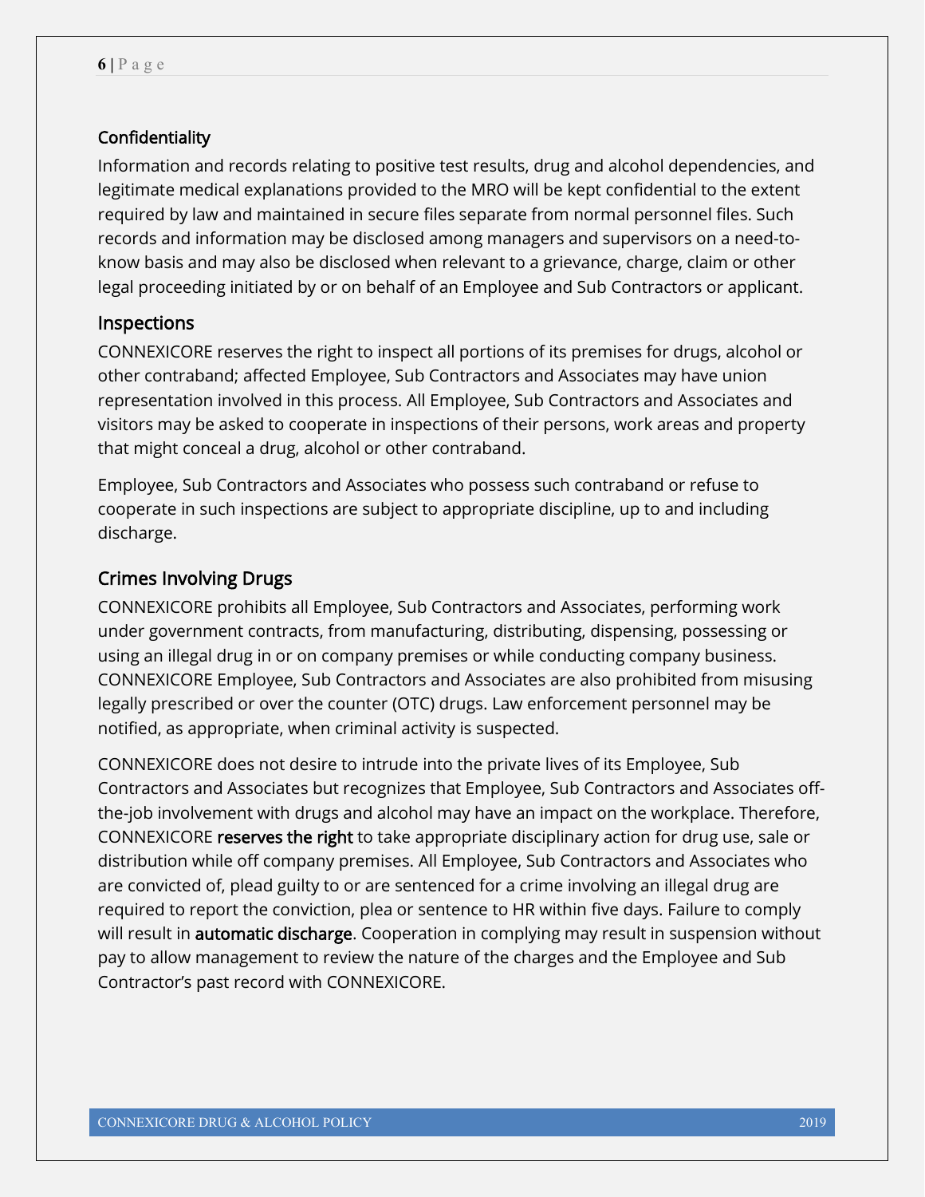## Confidentiality

Information and records relating to positive test results, drug and alcohol dependencies, and legitimate medical explanations provided to the MRO will be kept confidential to the extent required by law and maintained in secure files separate from normal personnel files. Such records and information may be disclosed among managers and supervisors on a need-to-know basis and may also be disclosed when relevant to a grievance, charge, claim or other legal proceeding initiated by or on behalf of an Employee and Sub Contractors or applicant.

## Inspections

CONNEXICORE reserves the right to inspect all portions of its premises for drugs, alcohol or other contraband; affected Employee, Sub Contractors and Associates may have union representation involved in this process. All Employee, Sub Contractors and Associates and visitors may be asked to cooperate in inspections of their persons, work areas and property that might conceal a drug, alcohol or other contraband.

Employee, Sub Contractors and Associates who possess such contraband or refuse to cooperate in such inspections are subject to appropriate discipline, up to and including discharge.

## Crimes Involving Drugs

CONNEXICORE prohibits all Employee, Sub Contractors and Associates, performing work under government contracts, from manufacturing, distributing, dispensing, possessing or using an illegal drug in or on company premises or while conducting company business. CONNEXICORE Employee, Sub Contractors and Associates are also prohibited from misusing legally prescribed or over the counter (OTC) drugs. Law enforcement personnel may be notified, as appropriate, when criminal activity is suspected.

CONNEXICORE does not desire to intrude into the private lives of its Employee, Sub Contractors and Associates but recognizes that Employee, Sub Contractors and Associates off-the-job involvement with drugs and alcohol may have an impact on the workplace. Therefore, CONNEXICORE **reserves the right** to take appropriate disciplinary action for drug use, sale or distribution while off company premises. All Employee, Sub Contractors and Associates who are convicted of, plead guilty to or are sentenced for a crime involving an illegal drug are required to report the conviction, plea or sentence to HR within five days. Failure to comply will result in **automatic discharge**. Cooperation in complying may result in suspension without pay to allow management to review the nature of the charges and the Employee and Sub Contractor's past record with CONNEXICORE.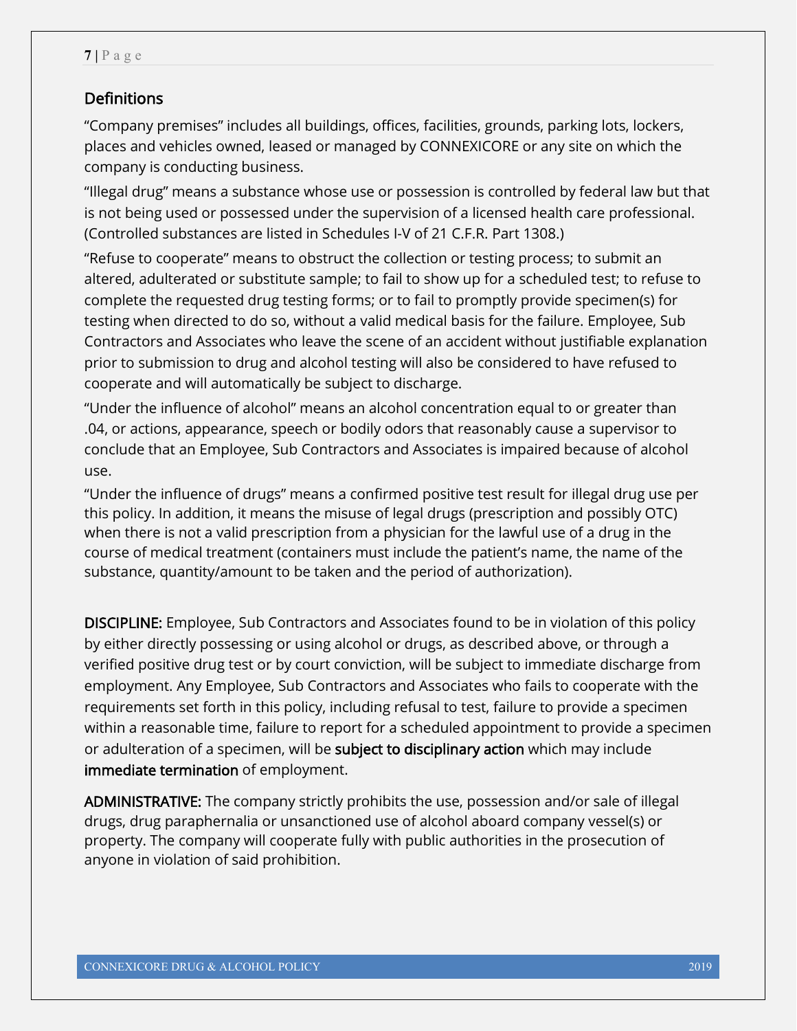## Definitions

"Company premises" includes all buildings, offices, facilities, grounds, parking lots, lockers, places and vehicles owned, leased or managed by CONNEXICORE or any site on which the company is conducting business.

"Illegal drug" means a substance whose use or possession is controlled by federal law but that is not being used or possessed under the supervision of a licensed health care professional. (Controlled substances are listed in Schedules I-V of 21 C.F.R. Part 1308.)

"Refuse to cooperate" means to obstruct the collection or testing process; to submit an altered, adulterated or substitute sample; to fail to show up for a scheduled test; to refuse to complete the requested drug testing forms; or to fail to promptly provide specimen(s) for testing when directed to do so, without a valid medical basis for the failure. Employee, Sub Contractors and Associates who leave the scene of an accident without justifiable explanation prior to submission to drug and alcohol testing will also be considered to have refused to cooperate and will automatically be subject to discharge.

"Under the influence of alcohol" means an alcohol concentration equal to or greater than .04, or actions, appearance, speech or bodily odors that reasonably cause a supervisor to conclude that an Employee, Sub Contractors and Associates is impaired because of alcohol use.

"Under the influence of drugs" means a confirmed positive test result for illegal drug use per this policy. In addition, it means the misuse of legal drugs (prescription and possibly OTC) when there is not a valid prescription from a physician for the lawful use of a drug in the course of medical treatment (containers must include the patient's name, the name of the substance, quantity/amount to be taken and the period of authorization).

**DISCIPLINE:** Employee, Sub Contractors and Associates found to be in violation of this policy by either directly possessing or using alcohol or drugs, as described above, or through a verified positive drug test or by court conviction, will be subject to immediate discharge from employment. Any Employee, Sub Contractors and Associates who fails to cooperate with the requirements set forth in this policy, including refusal to test, failure to provide a specimen within a reasonable time, failure to report for a scheduled appointment to provide a specimen or adulteration of a specimen, will be **subject to disciplinary action** which may include **immediate termination** of employment.

**ADMINISTRATIVE:** The company strictly prohibits the use, possession and/or sale of illegal drugs, drug paraphernalia or unsanctioned use of alcohol aboard company vessel(s) or property. The company will cooperate fully with public authorities in the prosecution of anyone in violation of said prohibition.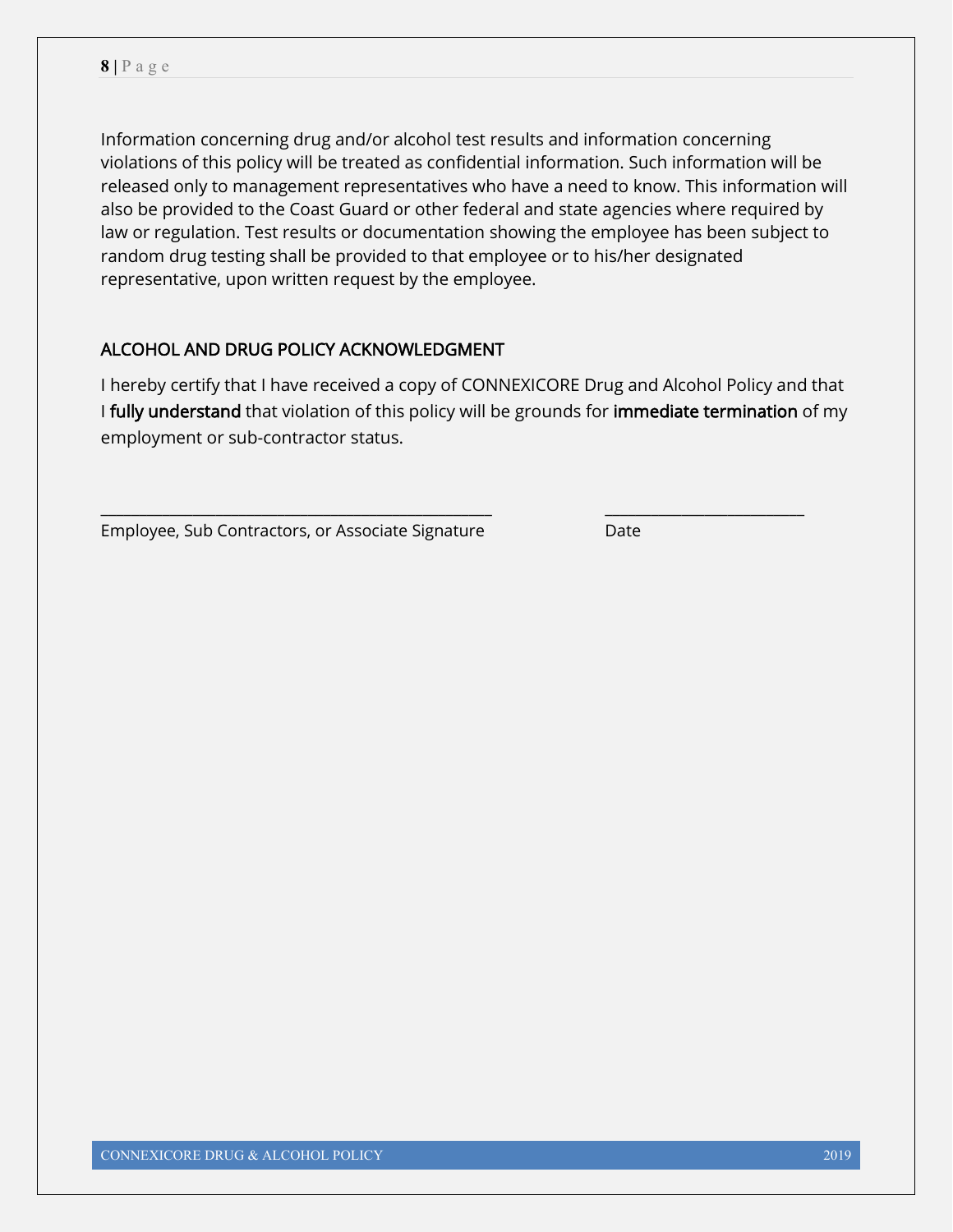Information concerning drug and/or alcohol test results and information concerning violations of this policy will be treated as confidential information. Such information will be released only to management representatives who have a need to know. This information will also be provided to the Coast Guard or other federal and state agencies where required by law or regulation. Test results or documentation showing the employee has been subject to random drug testing shall be provided to that employee or to his/her designated representative, upon written request by the employee.

## ALCOHOL AND DRUG POLICY ACKNOWLEDGMENT

I hereby certify that I have received a copy of CONNEXICORE Drug and Alcohol Policy and that I **fully understand** that violation of this policy will be grounds for **immediate termination** of my employment or sub-contractor status.

\_\_\_\_\_\_\_\_\_\_\_\_\_\_\_\_\_\_\_\_\_\_\_\_\_\_\_\_\_\_\_\_\_\_\_\_\_\_\_\_\_\_\_\_\_\_\_ &nbsp;&nbsp;&nbsp;&nbsp;&nbsp;&nbsp;&nbsp;&nbsp; \_\_\_\_\_\_\_\_\_\_\_\_\_\_\_\_\_\_\_\_\_\_\_\_\_

Employee, Sub Contractors, or Associate Signature &nbsp;&nbsp;&nbsp;&nbsp;&nbsp;&nbsp;&nbsp;&nbsp; Date